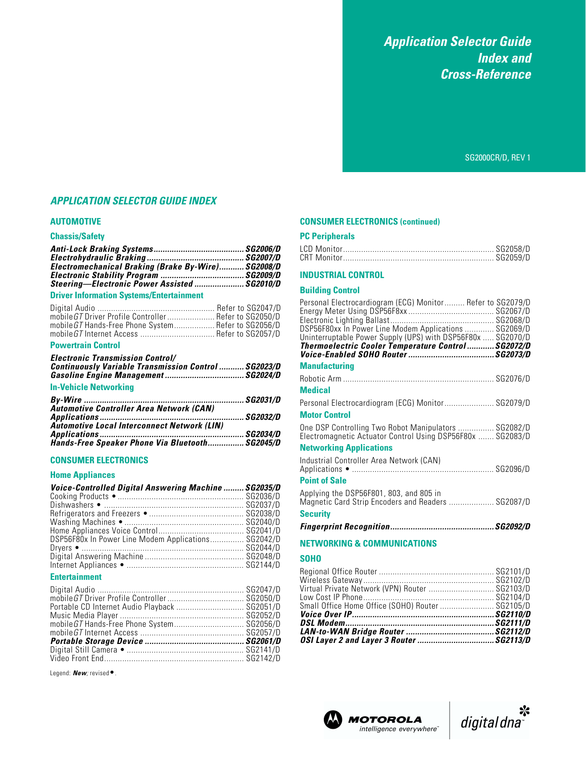# Application Selector Guide Index and Cross-Reference

SG2000CR/D, REV 1

## APPLICATION SELECTOR GUIDE INDEX

### AUTOMOTIVE

#### Chassis/Safety

***Anti-Lock Braking Systems*** ........ ***SG2006/D***
***Electrohydraulic Braking*** ........ ***SG2007/D***
***Electromechanical Braking (Brake By-Wire)*** ........ ***SG2008/D***
***Electronic Stability Program*** ........ ***SG2009/D***
***Steering—Electronic Power Assisted*** ........ ***SG2010/D***

#### Driver Information Systems/Entertainment

Digital Audio ........ Refer to SG2047/D
mobile*GT* Driver Profile Controller ........ Refer to SG2050/D
mobile*GT* Hands-Free Phone System ........ Refer to SG2056/D
mobile*GT* Internet Access ........ Refer to SG2057/D

#### Powertrain Control

***Electronic Transmission Control/ Continuously Variable Transmission Control*** ........ ***SG2023/D***
***Gasoline Engine Management*** ........ ***SG2024/D***

#### In-Vehicle Networking

***By-Wire*** ........ ***SG2031/D***
***Automotive Controller Area Network (CAN) Applications*** ........ ***SG2032/D***
***Automotive Local Interconnect Network (LIN) Applications*** ........ ***SG2034/D***
***Hands-Free Speaker Phone Via Bluetooth*** ........ ***SG2045/D***

### CONSUMER ELECTRONICS

#### Home Appliances

***Voice-Controlled Digital Answering Machine*** ........ ***SG2035/D***
Cooking Products • ........ SG2036/D
Dishwashers • ........ SG2037/D
Refrigerators and Freezers • ........ SG2038/D
Washing Machines • ........ SG2040/D
Home Appliances Voice Control ........ SG2041/D
DSP56F80x In Power Line Modem Applications ........ SG2042/D
Dryers • ........ SG2044/D
Digital Answering Machine ........ SG2048/D
Internet Appliances • ........ SG2144/D

#### Entertainment

Digital Audio ........ SG2047/D
mobile*GT* Driver Profile Controller ........ SG2050/D
Portable CD Internet Audio Playback ........ SG2051/D
Music Media Player ........ SG2052/D
mobile*GT* Hands-Free Phone System ........ SG2056/D
mobile*GT* Internet Access ........ SG2057/D
***Portable Storage Device*** ........ ***SG2061/D***
Digital Still Camera • ........ SG2141/D
Video Front End ........ SG2142/D

Legend: ***New***; revised •.

### CONSUMER ELECTRONICS (continued)

#### PC Peripherals

LCD Monitor ........ SG2058/D
CRT Monitor ........ SG2059/D

### INDUSTRIAL CONTROL

#### Building Control

Personal Electrocardiogram (ECG) Monitor ........ Refer to SG2079/D
Energy Meter Using DSP56F8xx ........ SG2067/D
Electronic Lighting Ballast ........ SG2068/D
DSP56F80xx In Power Line Modem Applications ........ SG2069/D
Uninterruptable Power Supply (UPS) with DSP56F80x ........ SG2070/D
***Thermoelectric Cooler Temperature Control*** ........ ***SG2072/D***
***Voice-Enabled SOHO Router*** ........ ***SG2073/D***

#### Manufacturing

Robotic Arm ........ SG2076/D

#### Medical

Personal Electrocardiogram (ECG) Monitor ........ SG2079/D

#### Motor Control

One DSP Controlling Two Robot Manipulators ........ SG2082/D
Electromagnetic Actuator Control Using DSP56F80x ........ SG2083/D

#### Networking Applications

Industrial Controller Area Network (CAN) Applications • ........ SG2096/D

#### Point of Sale

Applying the DSP56F801, 803, and 805 in Magnetic Card Strip Encoders and Readers ........ SG2087/D

#### Security

***Fingerprint Recognition*** ........ ***SG2092/D***

### NETWORKING & COMMUNICATIONS

#### SOHO

Regional Office Router ........ SG2101/D
Wireless Gateway ........ SG2102/D
Virtual Private Network (VPN) Router ........ SG2103/D
Low Cost IP Phone ........ SG2104/D
Small Office Home Office (SOHO) Router ........ SG2105/D
***Voice Over IP*** ........ ***SG2110/D***
***DSL Modem*** ........ ***SG2111/D***
***LAN-to-WAN Bridge Router*** ........ ***SG2112/D***
***OSI Layer 2 and Layer 3 Router*** ........ ***SG2113/D***

MOTOROLA intelligence everywhere™ digital dna™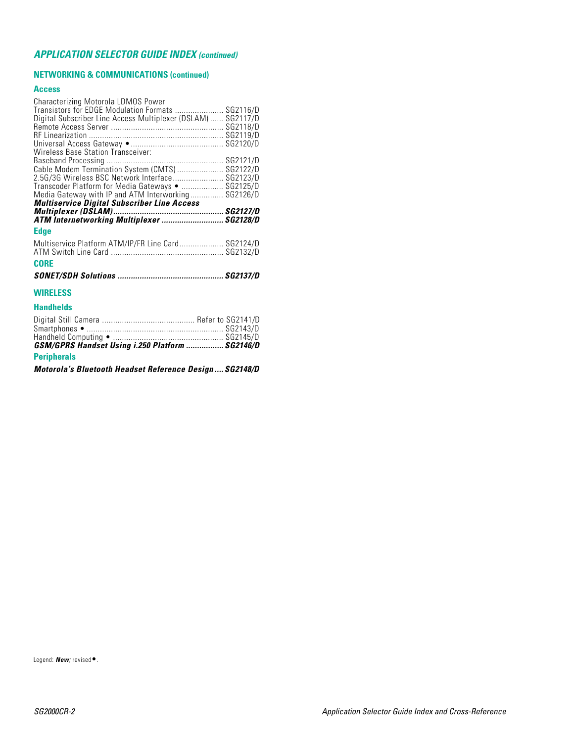## *APPLICATION SELECTOR GUIDE INDEX (continued)*

### NETWORKING & COMMUNICATIONS (continued)

#### Access

Characterizing Motorola LDMOS Power Transistors for EDGE Modulation Formats ...................... SG2116/D
Digital Subscriber Line Access Multiplexer (DSLAM) ...... SG2117/D
Remote Access Server ...................................................... SG2118/D
RF Linearization ................................................................ SG2119/D
Universal Access Gateway • .......................................... SG2120/D
Wireless Base Station Transceiver:
Baseband Processing ...................................................... SG2121/D
Cable Modem Termination System (CMTS) ..................... SG2122/D
2.5G/3G Wireless BSC Network Interface ....................... SG2123/D
Transcoder Platform for Media Gateways • ................... SG2125/D
Media Gateway with IP and ATM Interworking ............... SG2126/D
***Multiservice Digital Subscriber Line Access Multiplexer (DSLAM) .................................................. SG2127/D***
***ATM Internetworking Multiplexer ............................ SG2128/D***

#### Edge

Multiservice Platform ATM/IP/FR Line Card .................... SG2124/D
ATM Switch Line Card ...................................................... SG2132/D

#### CORE

***SONET/SDH Solutions ................................................ SG2137/D***

### WIRELESS

#### Handhelds

Digital Still Camera .......................................... Refer to SG2141/D
Smartphones • .................................................................. SG2143/D
Handheld Computing • .................................................... SG2145/D
***GSM/GPRS Handset Using i.250 Platform ................. SG2146/D***

#### Peripherals

***Motorola's Bluetooth Headset Reference Design .... SG2148/D***

Legend: ***New***; revised •.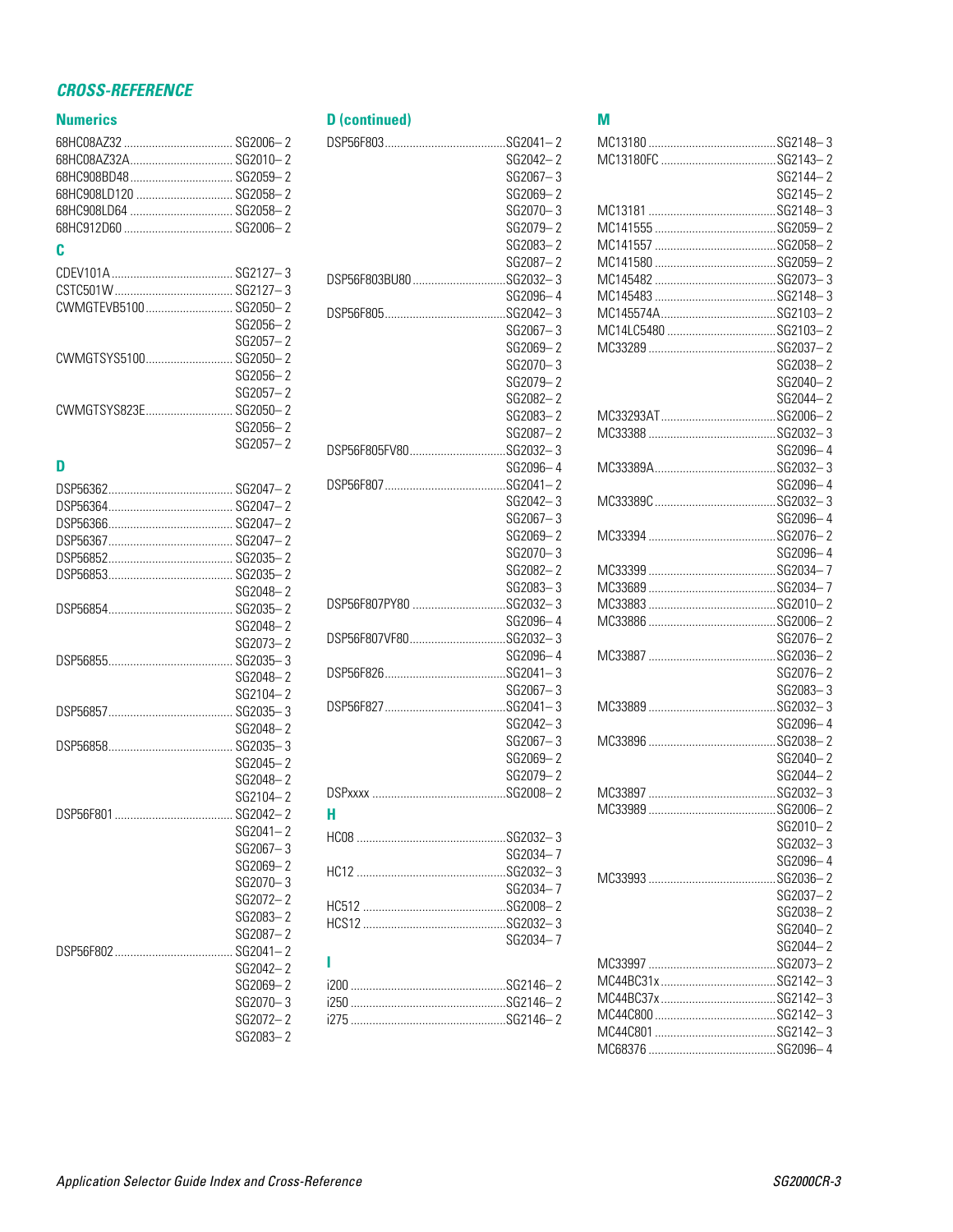## CROSS-REFERENCE

### Numerics

| Part | Reference |
|---|---|
| 68HC08AZ32 | SG2006– 2 |
| 68HC08AZ32A | SG2010– 2 |
| 68HC908BD48 | SG2059– 2 |
| 68HC908LD120 | SG2058– 2 |
| 68HC908LD64 | SG2058– 2 |
| 68HC912D60 | SG2006– 2 |

### C

| Part | Reference |
|---|---|
| CDEV101A | SG2127– 3 |
| CSTC501W | SG2127– 3 |
| CWMGTEVB5100 | SG2050– 2 |
| | SG2056– 2 |
| | SG2057– 2 |
| CWMGTSYS5100 | SG2050– 2 |
| | SG2056– 2 |
| | SG2057– 2 |
| CWMGTSYS823E | SG2050– 2 |
| | SG2056– 2 |
| | SG2057– 2 |

### D

| Part | Reference |
|---|---|
| DSP56362 | SG2047– 2 |
| DSP56364 | SG2047– 2 |
| DSP56366 | SG2047– 2 |
| DSP56367 | SG2047– 2 |
| DSP56852 | SG2035– 2 |
| DSP56853 | SG2035– 2 |
| | SG2048– 2 |
| DSP56854 | SG2035– 2 |
| | SG2048– 2 |
| | SG2073– 2 |
| DSP56855 | SG2035– 3 |
| | SG2048– 2 |
| | SG2104– 2 |
| DSP56857 | SG2035– 3 |
| | SG2048– 2 |
| DSP56858 | SG2035– 3 |
| | SG2045– 2 |
| | SG2048– 2 |
| | SG2104– 2 |
| DSP56F801 | SG2042– 2 |
| | SG2041– 2 |
| | SG2067– 3 |
| | SG2069– 2 |
| | SG2070– 3 |
| | SG2072– 2 |
| | SG2083– 2 |
| | SG2087– 2 |
| DSP56F802 | SG2041– 2 |
| | SG2042– 2 |
| | SG2069– 2 |
| | SG2070– 3 |
| | SG2072– 2 |
| | SG2083– 2 |

### D (continued)

| Part | Reference |
|---|---|
| DSP56F803 | SG2041– 2 |
| | SG2042– 2 |
| | SG2067– 3 |
| | SG2069– 2 |
| | SG2070– 3 |
| | SG2079– 2 |
| | SG2083– 2 |
| | SG2087– 2 |
| DSP56F803BU80 | SG2032– 3 |
| | SG2096– 4 |
| DSP56F805 | SG2042– 3 |
| | SG2067– 3 |
| | SG2069– 2 |
| | SG2070– 3 |
| | SG2079– 2 |
| | SG2082– 2 |
| | SG2083– 2 |
| | SG2087– 2 |
| DSP56F805FV80 | SG2032– 3 |
| | SG2096– 4 |
| DSP56F807 | SG2041– 2 |
| | SG2042– 3 |
| | SG2067– 3 |
| | SG2069– 2 |
| | SG2070– 3 |
| | SG2082– 2 |
| | SG2083– 3 |
| DSP56F807PY80 | SG2032– 3 |
| | SG2096– 4 |
| DSP56F807VF80 | SG2032– 3 |
| | SG2096– 4 |
| DSP56F826 | SG2041– 3 |
| | SG2067– 3 |
| DSP56F827 | SG2041– 3 |
| | SG2042– 3 |
| | SG2067– 3 |
| | SG2069– 2 |
| | SG2079– 2 |
| DSPxxxx | SG2008– 2 |

### H

| Part | Reference |
|---|---|
| HC08 | SG2032– 3 |
| | SG2034– 7 |
| HC12 | SG2032– 3 |
| | SG2034– 7 |
| HC512 | SG2008– 2 |
| HCS12 | SG2032– 3 |
| | SG2034– 7 |

### I

| Part | Reference |
|---|---|
| i200 | SG2146– 2 |
| i250 | SG2146– 2 |
| i275 | SG2146– 2 |

### M

| Part | Reference |
|---|---|
| MC13180 | SG2148– 3 |
| MC13180FC | SG2143– 2 |
| | SG2144– 2 |
| | SG2145– 2 |
| MC13181 | SG2148– 3 |
| MC141555 | SG2059– 2 |
| MC141557 | SG2058– 2 |
| MC141580 | SG2059– 2 |
| MC145482 | SG2073– 3 |
| MC145483 | SG2148– 3 |
| MC145574A | SG2103– 2 |
| MC14LC5480 | SG2103– 2 |
| MC33289 | SG2037– 2 |
| | SG2038– 2 |
| | SG2040– 2 |
| | SG2044– 2 |
| MC33293AT | SG2006– 2 |
| MC33388 | SG2032– 3 |
| | SG2096– 4 |
| MC33389A | SG2032– 3 |
| | SG2096– 4 |
| MC33389C | SG2032– 3 |
| | SG2096– 4 |
| MC33394 | SG2076– 2 |
| | SG2096– 4 |
| MC33399 | SG2034– 7 |
| MC33689 | SG2034– 7 |
| MC33883 | SG2010– 2 |
| MC33886 | SG2006– 2 |
| | SG2076– 2 |
| MC33887 | SG2036– 2 |
| | SG2076– 2 |
| | SG2083– 3 |
| MC33889 | SG2032– 3 |
| | SG2096– 4 |
| MC33896 | SG2038– 2 |
| | SG2040– 2 |
| | SG2044– 2 |
| MC33897 | SG2032– 3 |
| MC33989 | SG2006– 2 |
| | SG2010– 2 |
| | SG2032– 3 |
| | SG2096– 4 |
| MC33993 | SG2036– 2 |
| | SG2037– 2 |
| | SG2038– 2 |
| | SG2040– 2 |
| | SG2044– 2 |
| MC33997 | SG2073– 2 |
| MC44BC31x | SG2142– 3 |
| MC44BC37x | SG2142– 3 |
| MC44C800 | SG2142– 3 |
| MC44C801 | SG2142– 3 |
| MC68376 | SG2096– 4 |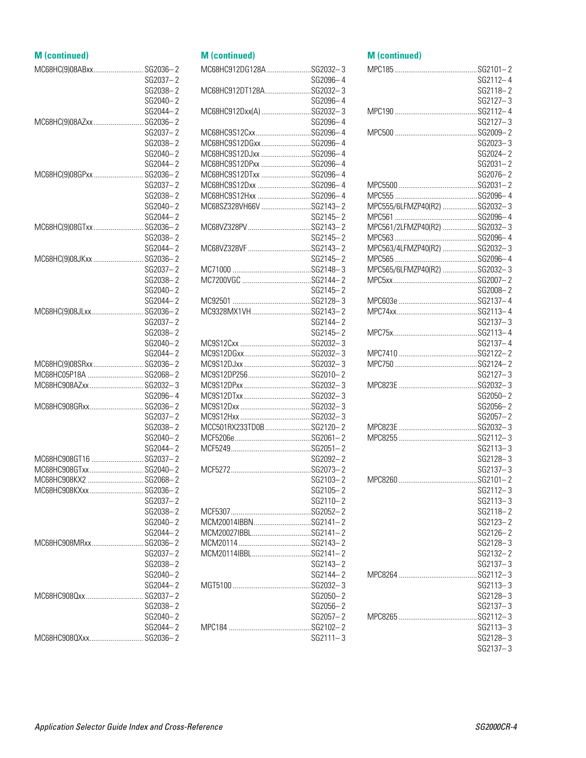## M (continued)

| Part | Reference |
|---|---|
| MC68HC(9)08ABxx | SG2036–2 |
| | SG2037–2 |
| | SG2038–2 |
| | SG2040–2 |
| | SG2044–2 |
| MC68HC(9)08AZxx | SG2036–2 |
| | SG2037–2 |
| | SG2038–2 |
| | SG2040–2 |
| | SG2044–2 |
| MC68HC(9)08GPxx | SG2036–2 |
| | SG2037–2 |
| | SG2038–2 |
| | SG2040–2 |
| | SG2044–2 |
| MC68HC(9)08GTxx | SG2036–2 |
| | SG2038–2 |
| | SG2044–2 |
| MC68HC(9)08JKxx | SG2036–2 |
| | SG2037–2 |
| | SG2038–2 |
| | SG2040–2 |
| | SG2044–2 |
| MC68HC(9)08JLxx | SG2036–2 |
| | SG2037–2 |
| | SG2038–2 |
| | SG2040–2 |
| | SG2044–2 |
| MC68HC(9)08SRxx | SG2036–2 |
| MC68HC05P18A | SG2068–2 |
| MC68HC908AZxx | SG2032–3 |
| | SG2096–4 |
| MC68HC908GRxx | SG2036–2 |
| | SG2037–2 |
| | SG2038–2 |
| | SG2040–2 |
| | SG2044–2 |
| MC68HC908GT16 | SG2037–2 |
| MC68HC908GTxx | SG2040–2 |
| MC68HC908KX2 | SG2068–2 |
| MC68HC908KXxx | SG2036–2 |
| | SG2037–2 |
| | SG2038–2 |
| | SG2040–2 |
| | SG2044–2 |
| MC68HC908MRxx | SG2036–2 |
| | SG2037–2 |
| | SG2038–2 |
| | SG2040–2 |
| | SG2044–2 |
| MC68HC908Qxx | SG2037–2 |
| | SG2038–2 |
| | SG2040–2 |
| | SG2044–2 |
| MC68HC908QXxx | SG2036–2 |

## M (continued)

| Part | Reference |
|---|---|
| MC68HC912DG128A | SG2032–3 |
| | SG2096–4 |
| MC68HC912DT128A | SG2032–3 |
| | SG2096–4 |
| MC68HC912Dxx(A) | SG2032–3 |
| | SG2096–4 |
| MC68HC9S12Cxx | SG2096–4 |
| MC68HC9S12DGxx | SG2096–4 |
| MC68HC9S12DJxx | SG2096–4 |
| MC68HC9S12DPxx | SG2096–4 |
| MC68HC9S12DTxx | SG2096–4 |
| MC68HC9S12Dxx | SG2096–4 |
| MC68HC9S12Hxx | SG2096–4 |
| MC68SZ328VH66V | SG2143–2 |
| | SG2145–2 |
| MC68VZ328PV | SG2143–2 |
| | SG2145–2 |
| MC68VZ328VF | SG2143–2 |
| | SG2145–2 |
| MC71000 | SG2148–3 |
| MC7200VGC | SG2144–2 |
| | SG2145–2 |
| MC92501 | SG2128–3 |
| MC9328MX1VH | SG2143–2 |
| | SG2144–2 |
| | SG2145–2 |
| MC9S12Cxx | SG2032–3 |
| MC9S12DGxx | SG2032–3 |
| MC9S12DJxx | SG2032–3 |
| MC9S12DP256 | SG2010–2 |
| MC9S12DPxx | SG2032–3 |
| MC9S12DTxx | SG2032–3 |
| MC9S12Dxx | SG2032–3 |
| MC9S12Hxx | SG2032–3 |
| MCC501RX233TD0B | SG2120–2 |
| MCF5206e | SG2061–2 |
| MCF5249 | SG2051–2 |
| | SG2092–2 |
| MCF5272 | SG2073–2 |
| | SG2103–2 |
| | SG2105–2 |
| | SG2110–2 |
| MCF5307 | SG2052–2 |
| MCM20014IBBN | SG2141–2 |
| MCM20027IBBL | SG2141–2 |
| MCM20114 | SG2143–2 |
| MCM20114IBBL | SG2141–2 |
| | SG2143–2 |
| | SG2144–2 |
| MGT5100 | SG2032–3 |
| | SG2050–2 |
| | SG2056–2 |
| | SG2057–2 |
| MPC184 | SG2102–2 |
| | SG2111–3 |

## M (continued)

| Part | Reference |
|---|---|
| MPC185 | SG2101–2 |
| | SG2112–4 |
| | SG2118–2 |
| | SG2127–3 |
| MPC190 | SG2112–4 |
| | SG2127–3 |
| MPC500 | SG2009–2 |
| | SG2023–3 |
| | SG2024–2 |
| | SG2031–2 |
| | SG2076–2 |
| MPC5500 | SG2031–2 |
| MPC555 | SG2096–4 |
| MPC555/6LFMZP40(R2) | SG2032–3 |
| MPC561 | SG2096–4 |
| MPC561/2LFMZP40(R2) | SG2032–3 |
| MPC563 | SG2096–4 |
| MPC563/4LFMZP40(R2) | SG2032–3 |
| MPC565 | SG2096–4 |
| MPC565/6LFMZP40(R2) | SG2032–3 |
| MPC5xx | SG2007–2 |
| | SG2008–2 |
| MPC603e | SG2137–4 |
| MPC74xx | SG2113–4 |
| | SG2137–3 |
| MPC75x | SG2113–4 |
| | SG2137–4 |
| MPC7410 | SG2122–2 |
| MPC750 | SG2124–2 |
| | SG2127–3 |
| MPC823E | SG2032–3 |
| | SG2050–2 |
| | SG2056–2 |
| | SG2057–2 |
| MPC823E | SG2032–3 |
| MPC8255 | SG2112–3 |
| | SG2113–3 |
| | SG2128–3 |
| | SG2137–3 |
| MPC8260 | SG2101–2 |
| | SG2112–3 |
| | SG2113–3 |
| | SG2118–2 |
| | SG2123–2 |
| | SG2126–2 |
| | SG2128–3 |
| | SG2132–2 |
| | SG2137–3 |
| MPC8264 | SG2112–3 |
| | SG2113–3 |
| | SG2128–3 |
| | SG2137–3 |
| MPC8265 | SG2112–3 |
| | SG2113–3 |
| | SG2128–3 |
| | SG2137–3 |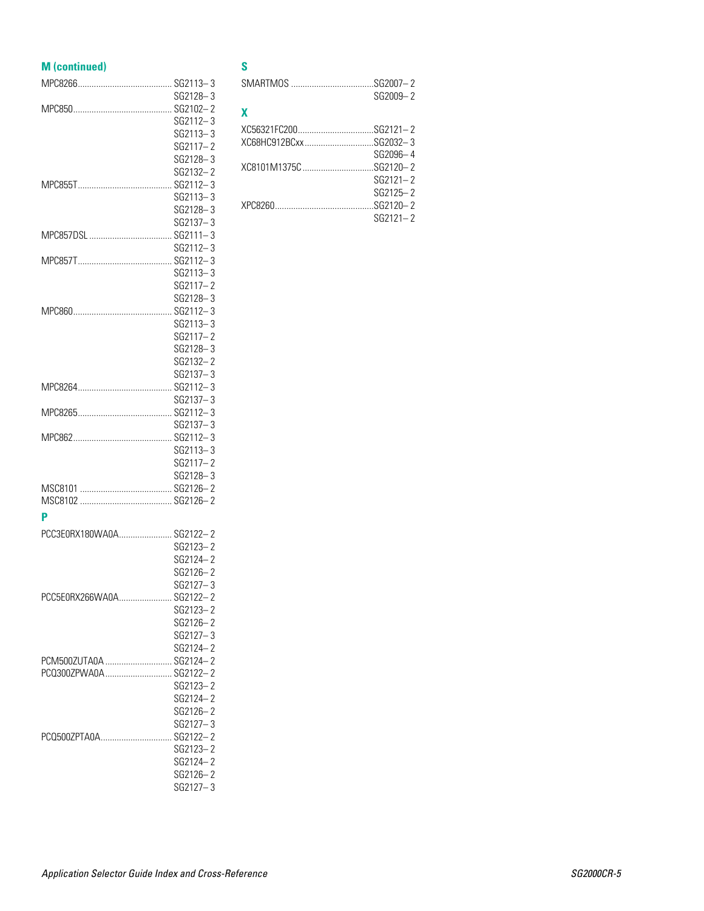### M (continued)

MPC8266 .......... SG2113–3
SG2128–3

MPC850 .......... SG2102–2
SG2112–3
SG2113–3
SG2117–2
SG2128–3
SG2132–2

MPC855T .......... SG2112–3
SG2113–3
SG2128–3
SG2137–3

MPC857DSL .......... SG2111–3
SG2112–3

MPC857T .......... SG2112–3
SG2113–3
SG2117–2
SG2128–3

MPC860 .......... SG2112–3
SG2113–3
SG2117–2
SG2128–3
SG2132–2
SG2137–3

MPC8264 .......... SG2112–3
SG2137–3

MPC8265 .......... SG2112–3
SG2137–3

MPC862 .......... SG2112–3
SG2113–3
SG2117–2
SG2128–3

MSC8101 .......... SG2126–2

MSC8102 .......... SG2126–2

### P

PCC3E0RX180WA0A .......... SG2122–2
SG2123–2
SG2124–2
SG2126–2
SG2127–3

PCC5E0RX266WA0A .......... SG2122–2
SG2123–2
SG2126–2
SG2127–3
SG2124–2

PCM500ZUTA0A .......... SG2124–2

PCQ300ZPWA0A .......... SG2122–2
SG2123–2
SG2124–2
SG2126–2
SG2127–3

PCQ500ZPTA0A .......... SG2122–2
SG2123–2
SG2124–2
SG2126–2
SG2127–3

### S

SMARTMOS .......... SG2007–2
SG2009–2

### X

XC56321FC200 .......... SG2121–2

XC68HC912BCxx .......... SG2032–3
SG2096–4

XC8101M1375C .......... SG2120–2
SG2121–2
SG2125–2

XPC8260 .......... SG2120–2
SG2121–2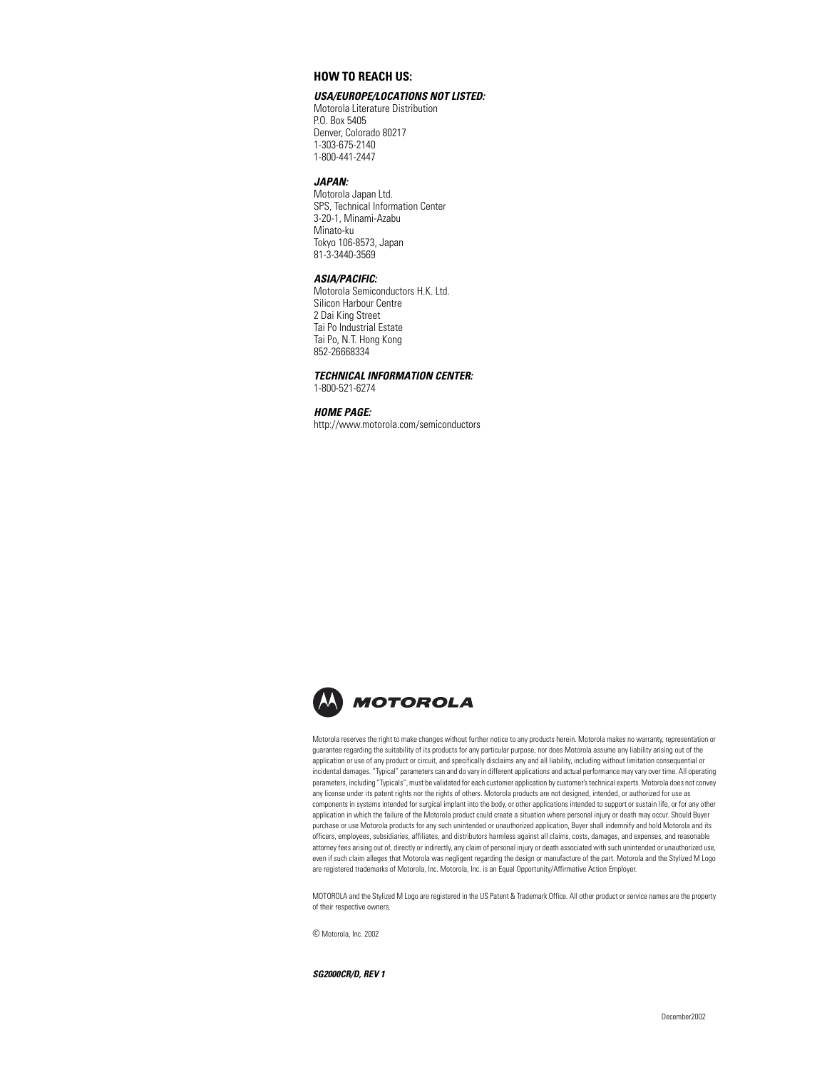## HOW TO REACH US:

***USA/EUROPE/LOCATIONS NOT LISTED:***

Motorola Literature Distribution
P.O. Box 5405
Denver, Colorado 80217
1-303-675-2140
1-800-441-2447

***JAPAN:***

Motorola Japan Ltd.
SPS, Technical Information Center
3-20-1, Minami-Azabu
Minato-ku
Tokyo 106-8573, Japan
81-3-3440-3569

***ASIA/PACIFIC:***

Motorola Semiconductors H.K. Ltd.
Silicon Harbour Centre
2 Dai King Street
Tai Po Industrial Estate
Tai Po, N.T. Hong Kong
852-26668334

***TECHNICAL INFORMATION CENTER:***

1-800-521-6274

***HOME PAGE:***

http://www.motorola.com/semiconductors

**MOTOROLA**

Motorola reserves the right to make changes without further notice to any products herein. Motorola makes no warranty, representation or guarantee regarding the suitability of its products for any particular purpose, nor does Motorola assume any liability arising out of the application or use of any product or circuit, and specifically disclaims any and all liability, including without limitation consequential or incidental damages. "Typical" parameters can and do vary in different applications and actual performance may vary over time. All operating parameters, including "Typicals", must be validated for each customer application by customer's technical experts. Motorola does not convey any license under its patent rights nor the rights of others. Motorola products are not designed, intended, or authorized for use as components in systems intended for surgical implant into the body, or other applications intended to support or sustain life, or for any other application in which the failure of the Motorola product could create a situation where personal injury or death may occur. Should Buyer purchase or use Motorola products for any such unintended or unauthorized application, Buyer shall indemnify and hold Motorola and its officers, employees, subsidiaries, affiliates, and distributors harmless against all claims, costs, damages, and expenses, and reasonable attorney fees arising out of, directly or indirectly, any claim of personal injury or death associated with such unintended or unauthorized use, even if such claim alleges that Motorola was negligent regarding the design or manufacture of the part. Motorola and the Stylized M Logo are registered trademarks of Motorola, Inc. Motorola, Inc. is an Equal Opportunity/Affirmative Action Employer.

MOTOROLA and the Stylized M Logo are registered in the US Patent & Trademark Office. All other product or service names are the property of their respective owners.

© Motorola, Inc. 2002

***SG2000CR/D, REV 1***

December2002